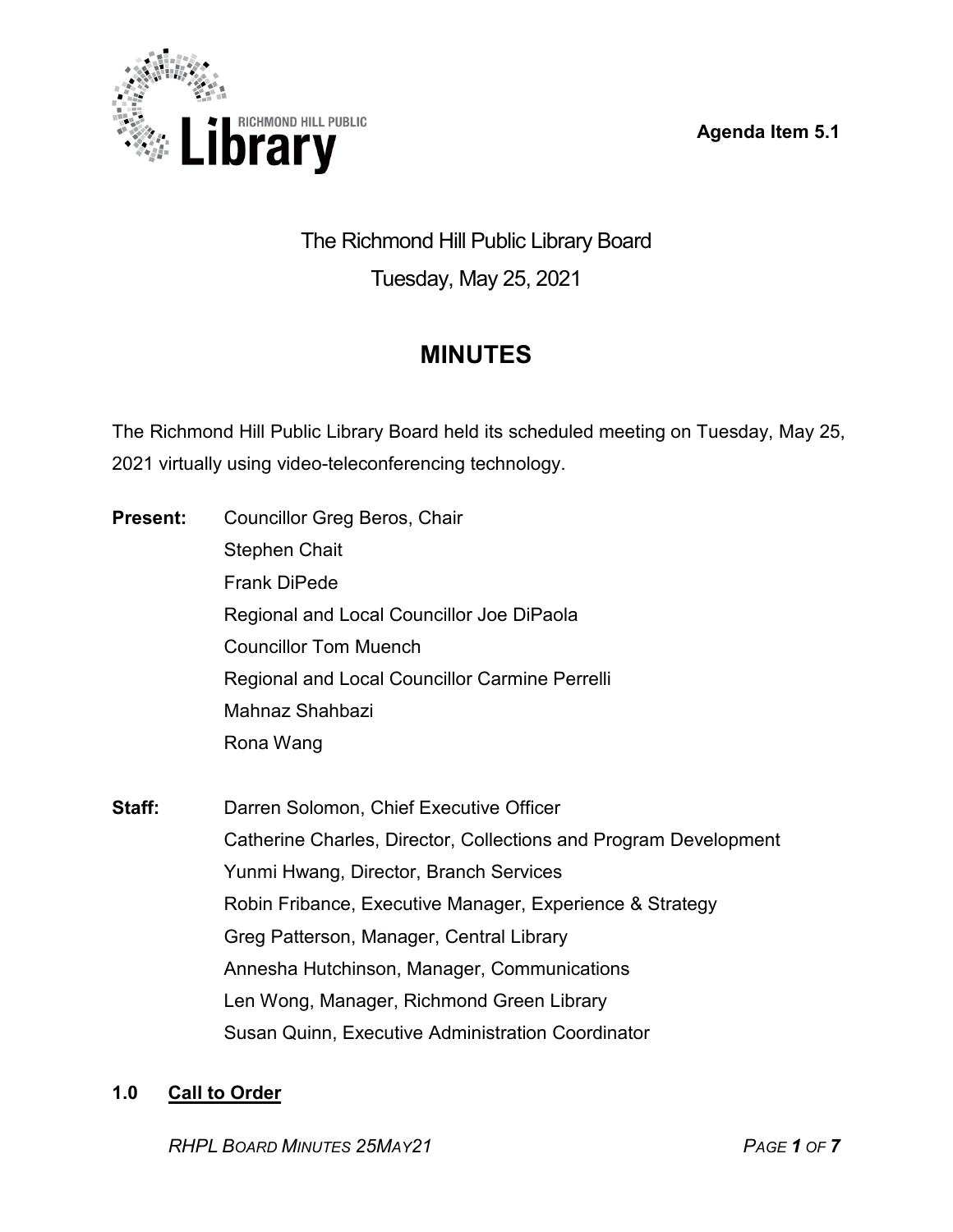Agenda Item 5.1

# The Richmond Hill Public Library Board

Tuesday, May 25, 2021

## MINUTES

The Richmond Hill Public Library Board held its scheduled meeting on Tuesday, May 25, 2021 virtually using video-teleconferencing technology.

**Present:**
Councillor Greg Beros, Chair
Stephen Chait
Frank DiPede
Regional and Local Councillor Joe DiPaola
Councillor Tom Muench
Regional and Local Councillor Carmine Perrelli
Mahnaz Shahbazi
Rona Wang

**Staff:**
Darren Solomon, Chief Executive Officer
Catherine Charles, Director, Collections and Program Development
Yunmi Hwang, Director, Branch Services
Robin Fribance, Executive Manager, Experience & Strategy
Greg Patterson, Manager, Central Library
Annesha Hutchinson, Manager, Communications
Len Wong, Manager, Richmond Green Library
Susan Quinn, Executive Administration Coordinator

### 1.0 Call to Order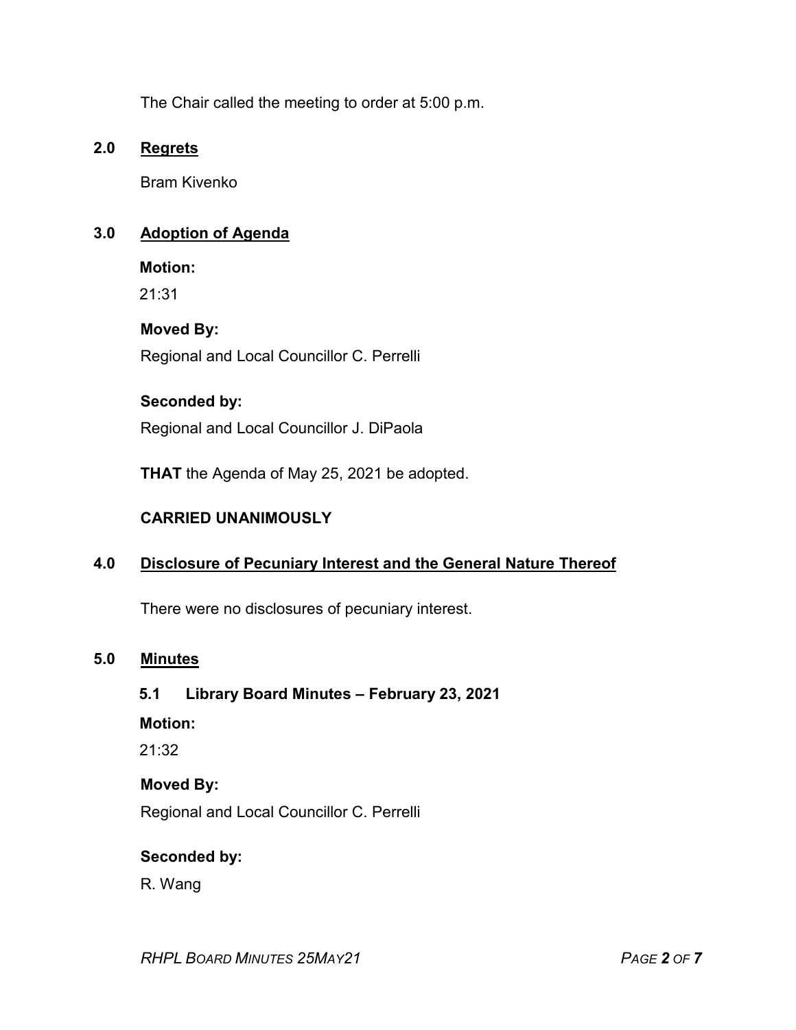The Chair called the meeting to order at 5:00 p.m.

## 2.0 Regrets

Bram Kivenko

## 3.0 Adoption of Agenda

**Motion:**

21:31

**Moved By:**

Regional and Local Councillor C. Perrelli

**Seconded by:**

Regional and Local Councillor J. DiPaola

**THAT** the Agenda of May 25, 2021 be adopted.

**CARRIED UNANIMOUSLY**

## 4.0 Disclosure of Pecuniary Interest and the General Nature Thereof

There were no disclosures of pecuniary interest.

## 5.0 Minutes

### 5.1 Library Board Minutes – February 23, 2021

**Motion:**

21:32

**Moved By:**

Regional and Local Councillor C. Perrelli

**Seconded by:**

R. Wang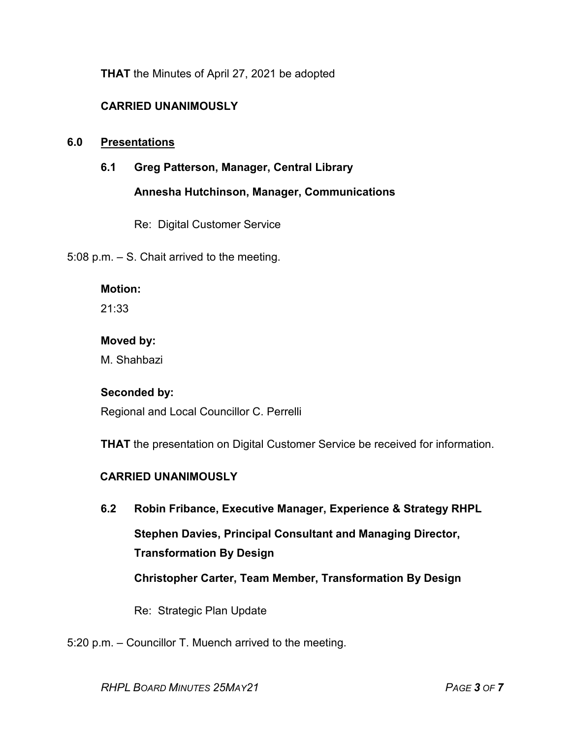**THAT** the Minutes of April 27, 2021 be adopted

**CARRIED UNANIMOUSLY**

## 6.0 Presentations

### 6.1 Greg Patterson, Manager, Central Library

**Annesha Hutchinson, Manager, Communications**

Re: Digital Customer Service

5:08 p.m. – S. Chait arrived to the meeting.

**Motion:**
21:33

**Moved by:**
M. Shahbazi

**Seconded by:**
Regional and Local Councillor C. Perrelli

**THAT** the presentation on Digital Customer Service be received for information.

**CARRIED UNANIMOUSLY**

### 6.2 Robin Fribance, Executive Manager, Experience & Strategy RHPL

**Stephen Davies, Principal Consultant and Managing Director, Transformation By Design**

**Christopher Carter, Team Member, Transformation By Design**

Re: Strategic Plan Update

5:20 p.m. – Councillor T. Muench arrived to the meeting.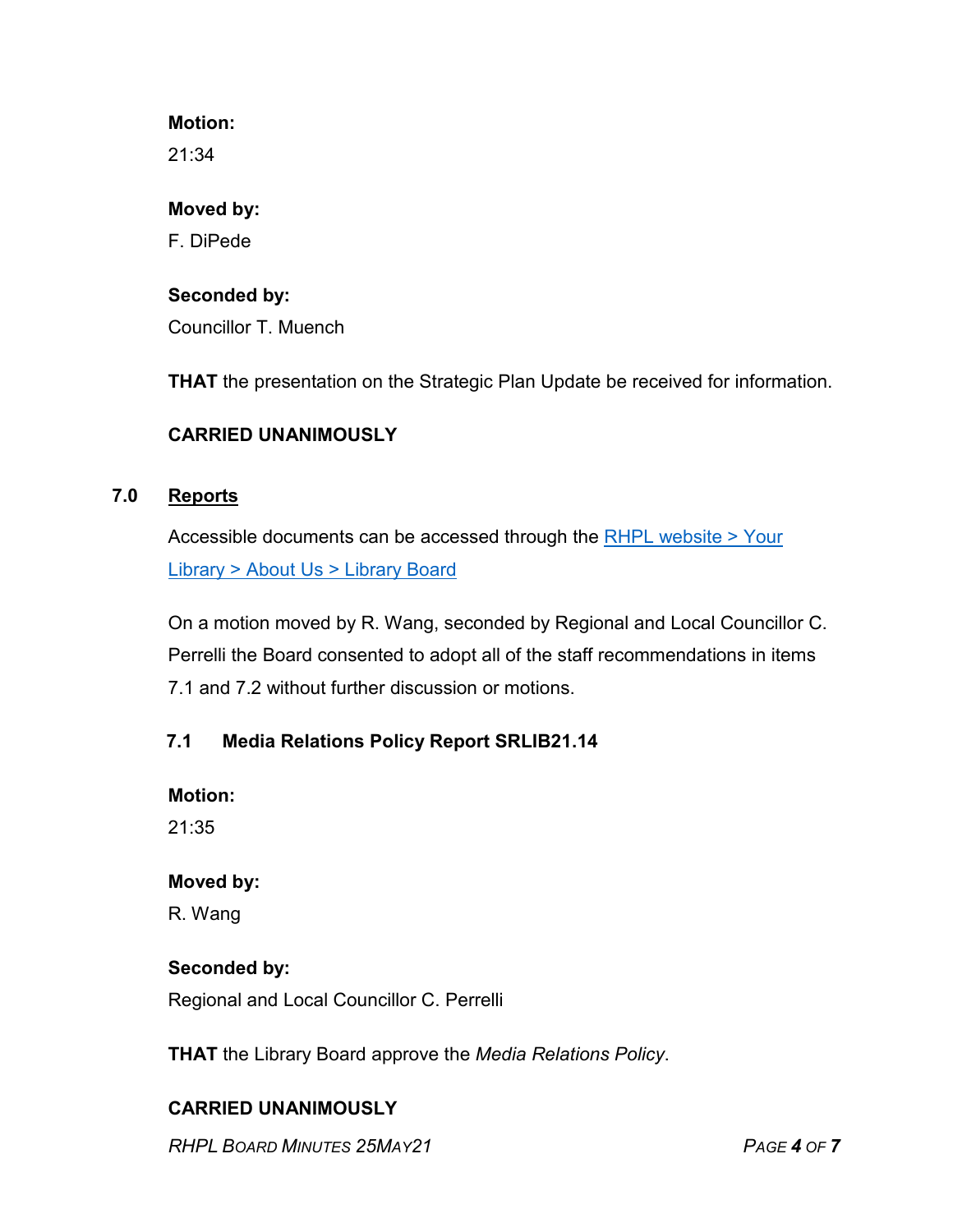**Motion:**

21:34

**Moved by:**

F. DiPede

**Seconded by:**

Councillor T. Muench

**THAT** the presentation on the Strategic Plan Update be received for information.

**CARRIED UNANIMOUSLY**

## 7.0 Reports

Accessible documents can be accessed through the RHPL website > Your Library > About Us > Library Board

On a motion moved by R. Wang, seconded by Regional and Local Councillor C. Perrelli the Board consented to adopt all of the staff recommendations in items 7.1 and 7.2 without further discussion or motions.

### 7.1 Media Relations Policy Report SRLIB21.14

**Motion:**

21:35

**Moved by:**

R. Wang

**Seconded by:**

Regional and Local Councillor C. Perrelli

**THAT** the Library Board approve the *Media Relations Policy*.

**CARRIED UNANIMOUSLY**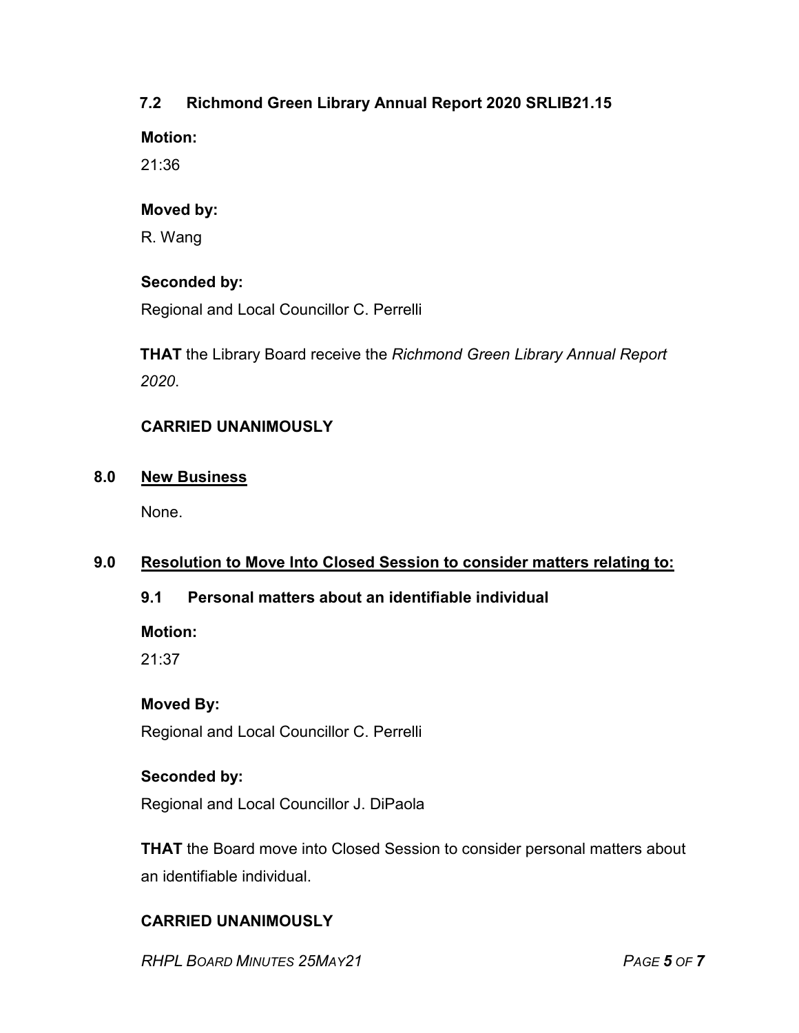### 7.2 Richmond Green Library Annual Report 2020 SRLIB21.15

**Motion:**

21:36

**Moved by:**

R. Wang

**Seconded by:**

Regional and Local Councillor C. Perrelli

**THAT** the Library Board receive the *Richmond Green Library Annual Report 2020*.

**CARRIED UNANIMOUSLY**

## 8.0 New Business

None.

## 9.0 Resolution to Move Into Closed Session to consider matters relating to:

### 9.1 Personal matters about an identifiable individual

**Motion:**

21:37

**Moved By:**

Regional and Local Councillor C. Perrelli

**Seconded by:**

Regional and Local Councillor J. DiPaola

**THAT** the Board move into Closed Session to consider personal matters about an identifiable individual.

**CARRIED UNANIMOUSLY**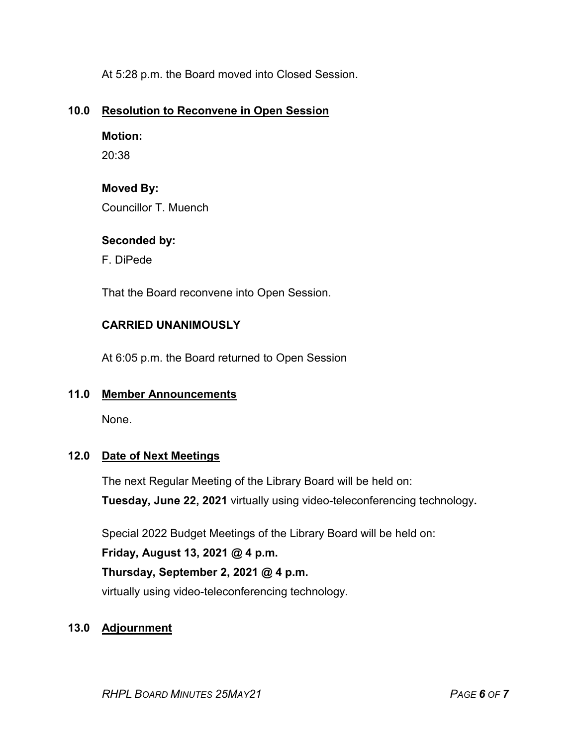At 5:28 p.m. the Board moved into Closed Session.

## 10.0 Resolution to Reconvene in Open Session

**Motion:**

20:38

**Moved By:**

Councillor T. Muench

**Seconded by:**

F. DiPede

That the Board reconvene into Open Session.

**CARRIED UNANIMOUSLY**

At 6:05 p.m. the Board returned to Open Session

## 11.0 Member Announcements

None.

## 12.0 Date of Next Meetings

The next Regular Meeting of the Library Board will be held on:
**Tuesday, June 22, 2021** virtually using video-teleconferencing technology**.**

Special 2022 Budget Meetings of the Library Board will be held on:
**Friday, August 13, 2021 @ 4 p.m.**
**Thursday, September 2, 2021 @ 4 p.m.**
virtually using video-teleconferencing technology.

## 13.0 Adjournment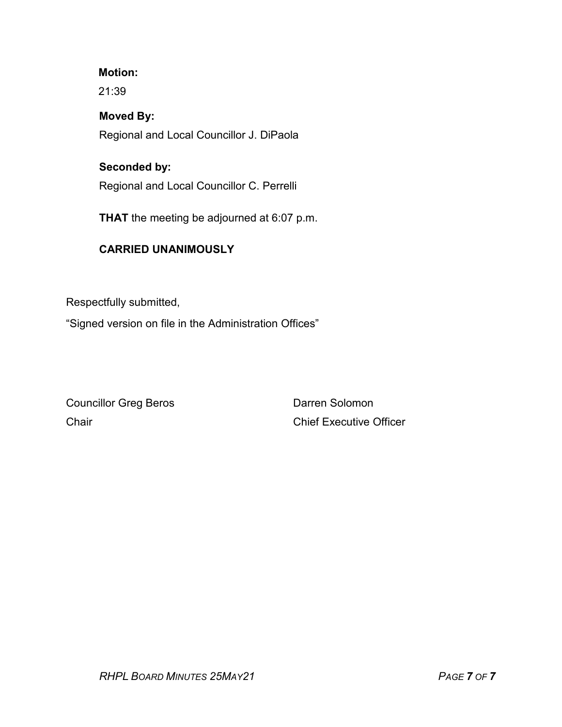**Motion:**

21:39

**Moved By:**

Regional and Local Councillor J. DiPaola

**Seconded by:**

Regional and Local Councillor C. Perrelli

**THAT** the meeting be adjourned at 6:07 p.m.

**CARRIED UNANIMOUSLY**

Respectfully submitted,

"Signed version on file in the Administration Offices"

Councillor Greg Beros
Chair

Darren Solomon
Chief Executive Officer